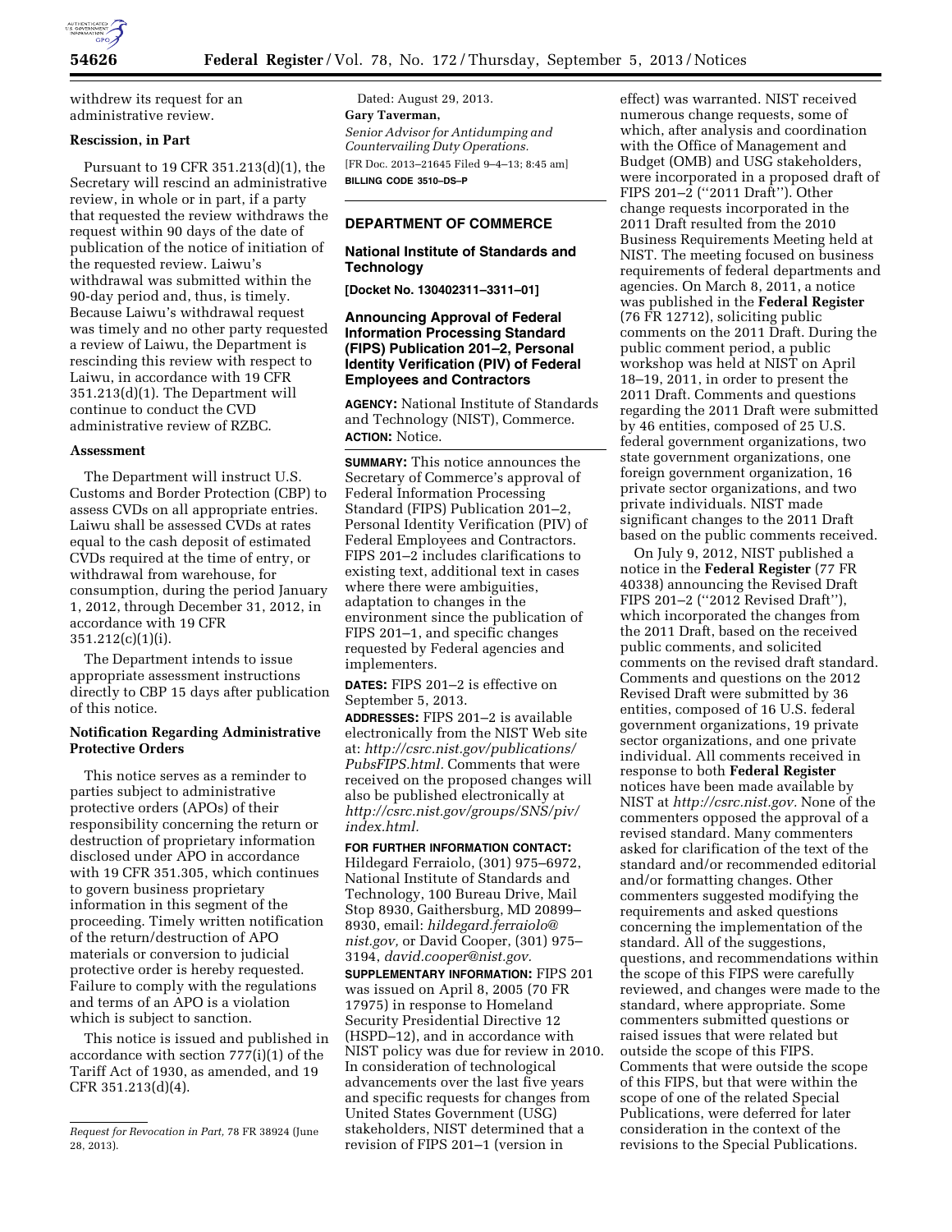withdrew its request for an administrative review.

**Rescission, in Part**

Pursuant to 19 CFR 351.213(d)(1), the Secretary will rescind an administrative review, in whole or in part, if a party that requested the review withdraws the request within 90 days of the date of publication of the notice of initiation of the requested review. Laiwu's withdrawal was submitted within the 90-day period and, thus, is timely. Because Laiwu's withdrawal request was timely and no other party requested a review of Laiwu, the Department is rescinding this review with respect to Laiwu, in accordance with 19 CFR 351.213(d)(1). The Department will continue to conduct the CVD administrative review of RZBC.

**Assessment**

The Department will instruct U.S. Customs and Border Protection (CBP) to assess CVDs on all appropriate entries. Laiwu shall be assessed CVDs at rates equal to the cash deposit of estimated CVDs required at the time of entry, or withdrawal from warehouse, for consumption, during the period January 1, 2012, through December 31, 2012, in accordance with 19 CFR 351.212(c)(1)(i).

The Department intends to issue appropriate assessment instructions directly to CBP 15 days after publication of this notice.

**Notification Regarding Administrative Protective Orders**

This notice serves as a reminder to parties subject to administrative protective orders (APOs) of their responsibility concerning the return or destruction of proprietary information disclosed under APO in accordance with 19 CFR 351.305, which continues to govern business proprietary information in this segment of the proceeding. Timely written notification of the return/destruction of APO materials or conversion to judicial protective order is hereby requested. Failure to comply with the regulations and terms of an APO is a violation which is subject to sanction.

This notice is issued and published in accordance with section 777(i)(1) of the Tariff Act of 1930, as amended, and 19 CFR 351.213(d)(4).

*Request for Revocation in Part,* 78 FR 38924 (June 28, 2013).

Dated: August 29, 2013.

**Gary Taverman,**

*Senior Advisor for Antidumping and Countervailing Duty Operations.*

[FR Doc. 2013–21645 Filed 9–4–13; 8:45 am]

**BILLING CODE 3510–DS–P**

## DEPARTMENT OF COMMERCE

### National Institute of Standards and Technology

**[Docket No. 130402311–3311–01]**

### Announcing Approval of Federal Information Processing Standard (FIPS) Publication 201–2, Personal Identity Verification (PIV) of Federal Employees and Contractors

**AGENCY:** National Institute of Standards and Technology (NIST), Commerce.

**ACTION:** Notice.

**SUMMARY:** This notice announces the Secretary of Commerce's approval of Federal Information Processing Standard (FIPS) Publication 201–2, Personal Identity Verification (PIV) of Federal Employees and Contractors. FIPS 201–2 includes clarifications to existing text, additional text in cases where there were ambiguities, adaptation to changes in the environment since the publication of FIPS 201–1, and specific changes requested by Federal agencies and implementers.

**DATES:** FIPS 201–2 is effective on September 5, 2013.

**ADDRESSES:** FIPS 201–2 is available electronically from the NIST Web site at: *http://csrc.nist.gov/publications/PubsFIPS.html.* Comments that were received on the proposed changes will also be published electronically at *http://csrc.nist.gov/groups/SNS/piv/index.html.*

**FOR FURTHER INFORMATION CONTACT:** Hildegard Ferraiolo, (301) 975–6972, National Institute of Standards and Technology, 100 Bureau Drive, Mail Stop 8930, Gaithersburg, MD 20899–8930, email: *hildegard.ferraiolo@nist.gov,* or David Cooper, (301) 975–3194, *david.cooper@nist.gov.*

**SUPPLEMENTARY INFORMATION:** FIPS 201 was issued on April 8, 2005 (70 FR 17975) in response to Homeland Security Presidential Directive 12 (HSPD–12), and in accordance with NIST policy was due for review in 2010. In consideration of technological advancements over the last five years and specific requests for changes from United States Government (USG) stakeholders, NIST determined that a revision of FIPS 201–1 (version in effect) was warranted. NIST received numerous change requests, some of which, after analysis and coordination with the Office of Management and Budget (OMB) and USG stakeholders, were incorporated in a proposed draft of FIPS 201–2 (''2011 Draft''). Other change requests incorporated in the 2011 Draft resulted from the 2010 Business Requirements Meeting held at NIST. The meeting focused on business requirements of federal departments and agencies. On March 8, 2011, a notice was published in the **Federal Register** (76 FR 12712), soliciting public comments on the 2011 Draft. During the public comment period, a public workshop was held at NIST on April 18–19, 2011, in order to present the 2011 Draft. Comments and questions regarding the 2011 Draft were submitted by 46 entities, composed of 25 U.S. federal government organizations, two state government organizations, one foreign government organization, 16 private sector organizations, and two private individuals. NIST made significant changes to the 2011 Draft based on the public comments received.

On July 9, 2012, NIST published a notice in the **Federal Register** (77 FR 40338) announcing the Revised Draft FIPS 201–2 (''2012 Revised Draft''), which incorporated the changes from the 2011 Draft, based on the received public comments, and solicited comments on the revised draft standard. Comments and questions on the 2012 Revised Draft were submitted by 36 entities, composed of 16 U.S. federal government organizations, 19 private sector organizations, and one private individual. All comments received in response to both **Federal Register** notices have been made available by NIST at *http://csrc.nist.gov.* None of the commenters opposed the approval of a revised standard. Many commenters asked for clarification of the text of the standard and/or recommended editorial and/or formatting changes. Other commenters suggested modifying the requirements and asked questions concerning the implementation of the standard. All of the suggestions, questions, and recommendations within the scope of this FIPS were carefully reviewed, and changes were made to the standard, where appropriate. Some commenters submitted questions or raised issues that were related but outside the scope of this FIPS. Comments that were outside the scope of this FIPS, but that were within the scope of one of the related Special Publications, were deferred for later consideration in the context of the revisions to the Special Publications.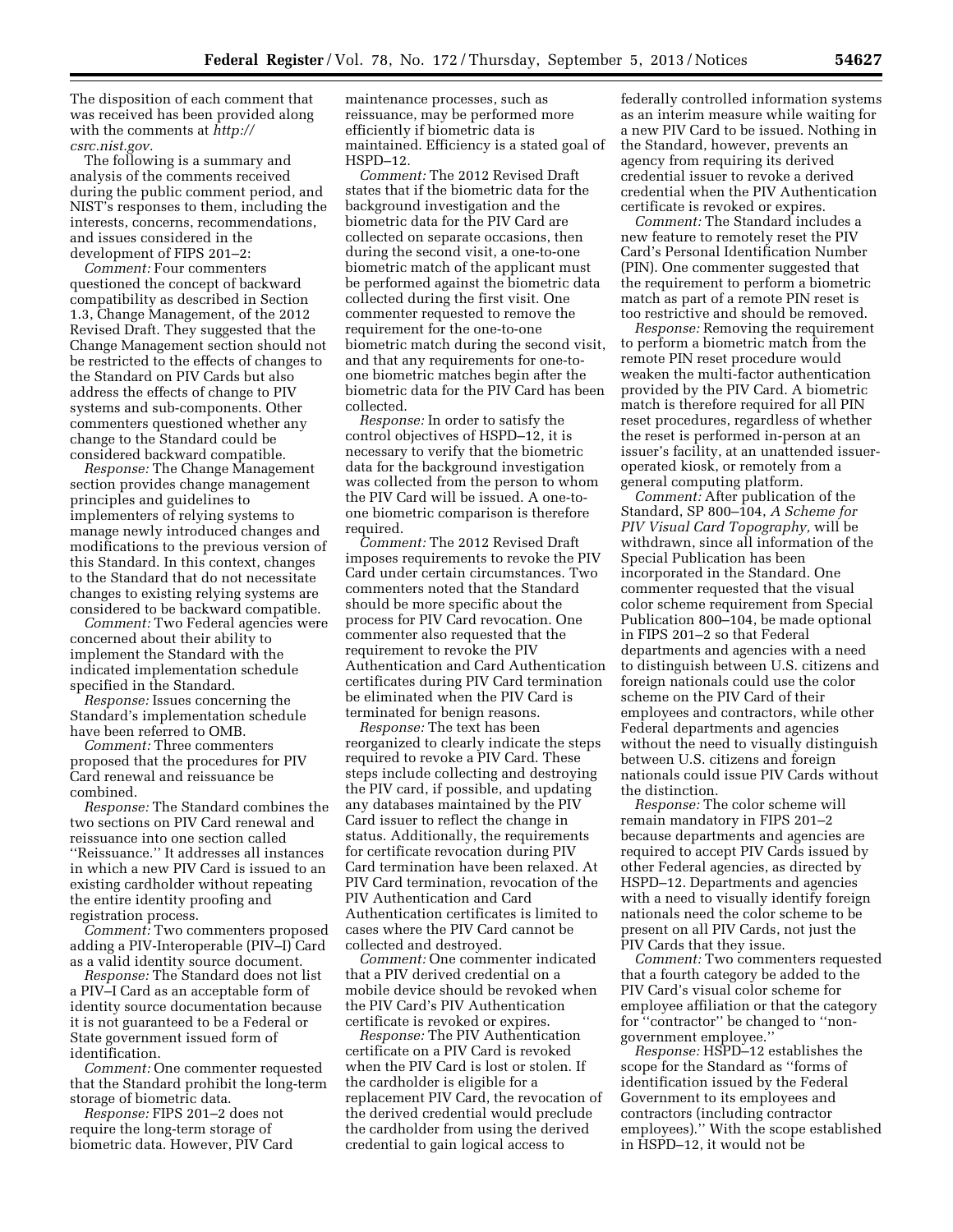The disposition of each comment that was received has been provided along with the comments at *http://csrc.nist.gov.*

The following is a summary and analysis of the comments received during the public comment period, and NIST's responses to them, including the interests, concerns, recommendations, and issues considered in the development of FIPS 201–2:

*Comment:* Four commenters questioned the concept of backward compatibility as described in Section 1.3, Change Management, of the 2012 Revised Draft. They suggested that the Change Management section should not be restricted to the effects of changes to the Standard on PIV Cards but also address the effects of change to PIV systems and sub-components. Other commenters questioned whether any change to the Standard could be considered backward compatible.

*Response:* The Change Management section provides change management principles and guidelines to implementers of relying systems to manage newly introduced changes and modifications to the previous version of this Standard. In this context, changes to the Standard that do not necessitate changes to existing relying systems are considered to be backward compatible.

*Comment:* Two Federal agencies were concerned about their ability to implement the Standard with the indicated implementation schedule specified in the Standard.

*Response:* Issues concerning the Standard's implementation schedule have been referred to OMB.

*Comment:* Three commenters proposed that the procedures for PIV Card renewal and reissuance be combined.

*Response:* The Standard combines the two sections on PIV Card renewal and reissuance into one section called ''Reissuance.'' It addresses all instances in which a new PIV Card is issued to an existing cardholder without repeating the entire identity proofing and registration process.

*Comment:* Two commenters proposed adding a PIV-Interoperable (PIV–I) Card as a valid identity source document.

*Response:* The Standard does not list a PIV–I Card as an acceptable form of identity source documentation because it is not guaranteed to be a Federal or State government issued form of identification.

*Comment:* One commenter requested that the Standard prohibit the long-term storage of biometric data.

*Response:* FIPS 201–2 does not require the long-term storage of biometric data. However, PIV Card maintenance processes, such as reissuance, may be performed more efficiently if biometric data is maintained. Efficiency is a stated goal of HSPD–12.

*Comment:* The 2012 Revised Draft states that if the biometric data for the background investigation and the biometric data for the PIV Card are collected on separate occasions, then during the second visit, a one-to-one biometric match of the applicant must be performed against the biometric data collected during the first visit. One commenter requested to remove the requirement for the one-to-one biometric match during the second visit, and that any requirements for one-to-one biometric matches begin after the biometric data for the PIV Card has been collected.

*Response:* In order to satisfy the control objectives of HSPD–12, it is necessary to verify that the biometric data for the background investigation was collected from the person to whom the PIV Card will be issued. A one-to-one biometric comparison is therefore required.

*Comment:* The 2012 Revised Draft imposes requirements to revoke the PIV Card under certain circumstances. Two commenters noted that the Standard should be more specific about the process for PIV Card revocation. One commenter also requested that the requirement to revoke the PIV Authentication and Card Authentication certificates during PIV Card termination be eliminated when the PIV Card is terminated for benign reasons.

*Response:* The text has been reorganized to clearly indicate the steps required to revoke a PIV Card. These steps include collecting and destroying the PIV card, if possible, and updating any databases maintained by the PIV Card issuer to reflect the change in status. Additionally, the requirements for certificate revocation during PIV Card termination have been relaxed. At PIV Card termination, revocation of the PIV Authentication and Card Authentication certificates is limited to cases where the PIV Card cannot be collected and destroyed.

*Comment:* One commenter indicated that a PIV derived credential on a mobile device should be revoked when the PIV Card's PIV Authentication certificate is revoked or expires.

*Response:* The PIV Authentication certificate on a PIV Card is revoked when the PIV Card is lost or stolen. If the cardholder is eligible for a replacement PIV Card, the revocation of the derived credential would preclude the cardholder from using the derived credential to gain logical access to federally controlled information systems as an interim measure while waiting for a new PIV Card to be issued. Nothing in the Standard, however, prevents an agency from requiring its derived credential issuer to revoke a derived credential when the PIV Authentication certificate is revoked or expires.

*Comment:* The Standard includes a new feature to remotely reset the PIV Card's Personal Identification Number (PIN). One commenter suggested that the requirement to perform a biometric match as part of a remote PIN reset is too restrictive and should be removed.

*Response:* Removing the requirement to perform a biometric match from the remote PIN reset procedure would weaken the multi-factor authentication provided by the PIV Card. A biometric match is therefore required for all PIN reset procedures, regardless of whether the reset is performed in-person at an issuer's facility, at an unattended issuer-operated kiosk, or remotely from a general computing platform.

*Comment:* After publication of the Standard, SP 800–104, *A Scheme for PIV Visual Card Topography,* will be withdrawn, since all information of the Special Publication has been incorporated in the Standard. One commenter requested that the visual color scheme requirement from Special Publication 800–104, be made optional in FIPS 201–2 so that Federal departments and agencies with a need to distinguish between U.S. citizens and foreign nationals could use the color scheme on the PIV Card of their employees and contractors, while other Federal departments and agencies without the need to visually distinguish between U.S. citizens and foreign nationals could issue PIV Cards without the distinction.

*Response:* The color scheme will remain mandatory in FIPS 201–2 because departments and agencies are required to accept PIV Cards issued by other Federal agencies, as directed by HSPD–12. Departments and agencies with a need to visually identify foreign nationals need the color scheme to be present on all PIV Cards, not just the PIV Cards that they issue.

*Comment:* Two commenters requested that a fourth category be added to the PIV Card's visual color scheme for employee affiliation or that the category for ''contractor'' be changed to ''non-government employee.''

*Response:* HSPD–12 establishes the scope for the Standard as ''forms of identification issued by the Federal Government to its employees and contractors (including contractor employees).'' With the scope established in HSPD–12, it would not be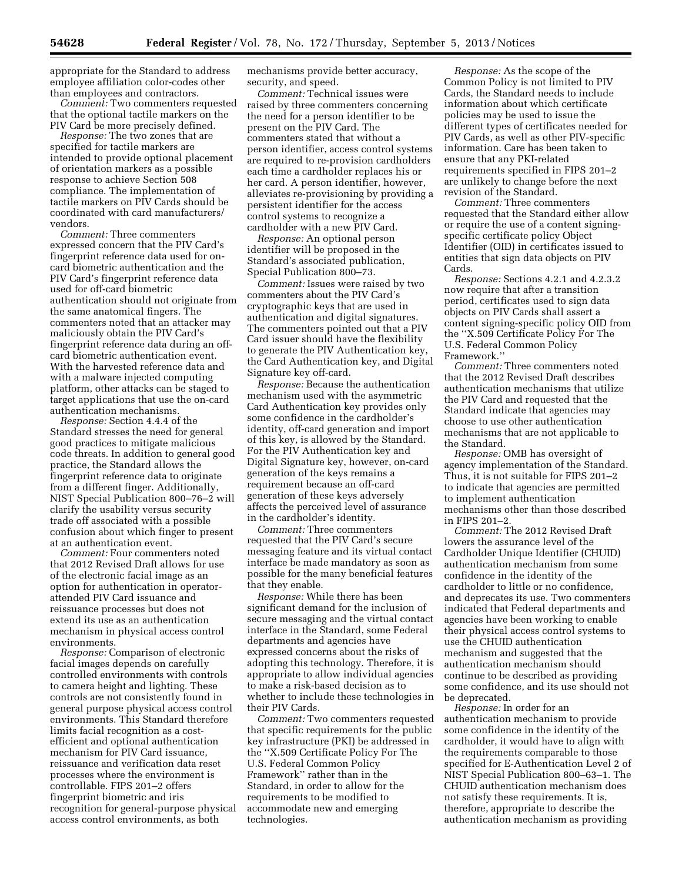appropriate for the Standard to address employee affiliation color-codes other than employees and contractors.

*Comment:* Two commenters requested that the optional tactile markers on the PIV Card be more precisely defined.

*Response:* The two zones that are specified for tactile markers are intended to provide optional placement of orientation markers as a possible response to achieve Section 508 compliance. The implementation of tactile markers on PIV Cards should be coordinated with card manufacturers/vendors.

*Comment:* Three commenters expressed concern that the PIV Card's fingerprint reference data used for on-card biometric authentication and the PIV Card's fingerprint reference data used for off-card biometric authentication should not originate from the same anatomical fingers. The commenters noted that an attacker may maliciously obtain the PIV Card's fingerprint reference data during an off-card biometric authentication event. With the harvested reference data and with a malware injected computing platform, other attacks can be staged to target applications that use the on-card authentication mechanisms.

*Response:* Section 4.4.4 of the Standard stresses the need for general good practices to mitigate malicious code threats. In addition to general good practice, the Standard allows the fingerprint reference data to originate from a different finger. Additionally, NIST Special Publication 800–76–2 will clarify the usability versus security trade off associated with a possible confusion about which finger to present at an authentication event.

*Comment:* Four commenters noted that 2012 Revised Draft allows for use of the electronic facial image as an option for authentication in operator-attended PIV Card issuance and reissuance processes but does not extend its use as an authentication mechanism in physical access control environments.

*Response:* Comparison of electronic facial images depends on carefully controlled environments with controls to camera height and lighting. These controls are not consistently found in general purpose physical access control environments. This Standard therefore limits facial recognition as a cost-efficient and optional authentication mechanism for PIV Card issuance, reissuance and verification data reset processes where the environment is controllable. FIPS 201–2 offers fingerprint biometric and iris recognition for general-purpose physical access control environments, as both mechanisms provide better accuracy, security, and speed.

*Comment:* Technical issues were raised by three commenters concerning the need for a person identifier to be present on the PIV Card. The commenters stated that without a person identifier, access control systems are required to re-provision cardholders each time a cardholder replaces his or her card. A person identifier, however, alleviates re-provisioning by providing a persistent identifier for the access control systems to recognize a cardholder with a new PIV Card.

*Response:* An optional person identifier will be proposed in the Standard's associated publication, Special Publication 800–73.

*Comment:* Issues were raised by two commenters about the PIV Card's cryptographic keys that are used in authentication and digital signatures. The commenters pointed out that a PIV Card issuer should have the flexibility to generate the PIV Authentication key, the Card Authentication key, and Digital Signature key off-card.

*Response:* Because the authentication mechanism used with the asymmetric Card Authentication key provides only some confidence in the cardholder's identity, off-card generation and import of this key, is allowed by the Standard. For the PIV Authentication key and Digital Signature key, however, on-card generation of the keys remains a requirement because an off-card generation of these keys adversely affects the perceived level of assurance in the cardholder's identity.

*Comment:* Three commenters requested that the PIV Card's secure messaging feature and its virtual contact interface be made mandatory as soon as possible for the many beneficial features that they enable.

*Response:* While there has been significant demand for the inclusion of secure messaging and the virtual contact interface in the Standard, some Federal departments and agencies have expressed concerns about the risks of adopting this technology. Therefore, it is appropriate to allow individual agencies to make a risk-based decision as to whether to include these technologies in their PIV Cards.

*Comment:* Two commenters requested that specific requirements for the public key infrastructure (PKI) be addressed in the ''X.509 Certificate Policy For The U.S. Federal Common Policy Framework'' rather than in the Standard, in order to allow for the requirements to be modified to accommodate new and emerging technologies.

*Response:* As the scope of the Common Policy is not limited to PIV Cards, the Standard needs to include information about which certificate policies may be used to issue the different types of certificates needed for PIV Cards, as well as other PIV-specific information. Care has been taken to ensure that any PKI-related requirements specified in FIPS 201–2 are unlikely to change before the next revision of the Standard.

*Comment:* Three commenters requested that the Standard either allow or require the use of a content signing-specific certificate policy Object Identifier (OID) in certificates issued to entities that sign data objects on PIV Cards.

*Response:* Sections 4.2.1 and 4.2.3.2 now require that after a transition period, certificates used to sign data objects on PIV Cards shall assert a content signing-specific policy OID from the ''X.509 Certificate Policy For The U.S. Federal Common Policy Framework.''

*Comment:* Three commenters noted that the 2012 Revised Draft describes authentication mechanisms that utilize the PIV Card and requested that the Standard indicate that agencies may choose to use other authentication mechanisms that are not applicable to the Standard.

*Response:* OMB has oversight of agency implementation of the Standard. Thus, it is not suitable for FIPS 201–2 to indicate that agencies are permitted to implement authentication mechanisms other than those described in FIPS 201–2.

*Comment:* The 2012 Revised Draft lowers the assurance level of the Cardholder Unique Identifier (CHUID) authentication mechanism from some confidence in the identity of the cardholder to little or no confidence, and deprecates its use. Two commenters indicated that Federal departments and agencies have been working to enable their physical access control systems to use the CHUID authentication mechanism and suggested that the authentication mechanism should continue to be described as providing some confidence, and its use should not be deprecated.

*Response:* In order for an authentication mechanism to provide some confidence in the identity of the cardholder, it would have to align with the requirements comparable to those specified for E-Authentication Level 2 of NIST Special Publication 800–63–1. The CHUID authentication mechanism does not satisfy these requirements. It is, therefore, appropriate to describe the authentication mechanism as providing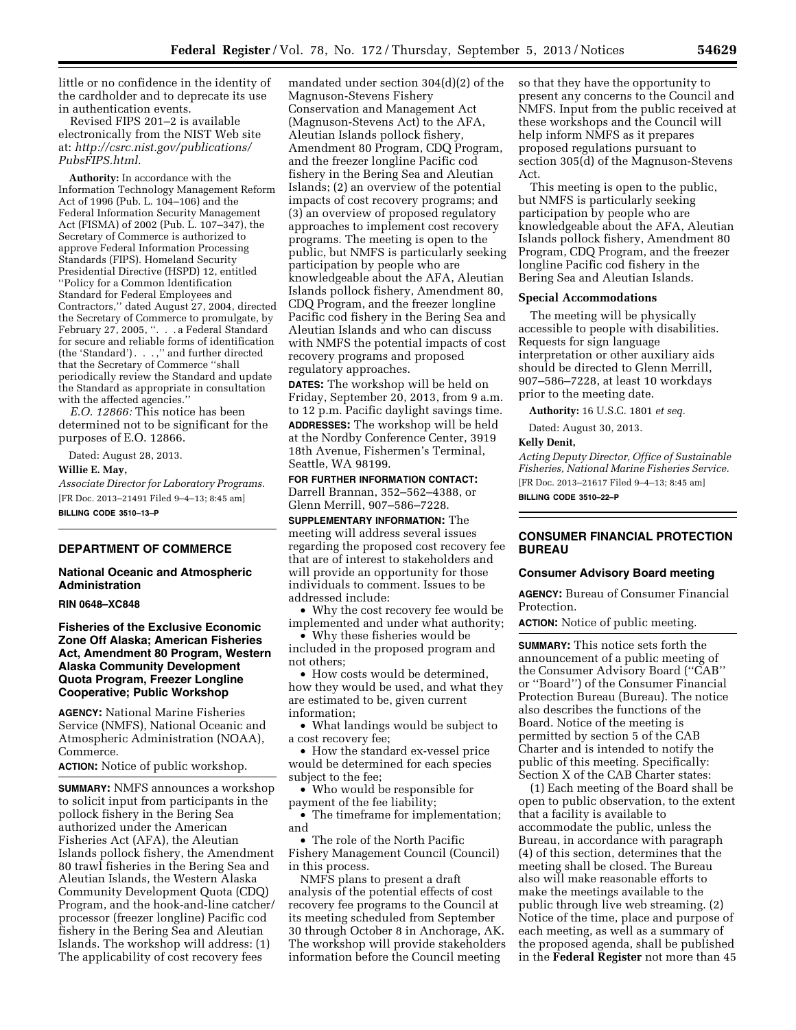little or no confidence in the identity of the cardholder and to deprecate its use in authentication events.

Revised FIPS 201–2 is available electronically from the NIST Web site at: *http://csrc.nist.gov/publications/PubsFIPS.html*.

**Authority:** In accordance with the Information Technology Management Reform Act of 1996 (Pub. L. 104–106) and the Federal Information Security Management Act (FISMA) of 2002 (Pub. L. 107–347), the Secretary of Commerce is authorized to approve Federal Information Processing Standards (FIPS). Homeland Security Presidential Directive (HSPD) 12, entitled ''Policy for a Common Identification Standard for Federal Employees and Contractors,'' dated August 27, 2004, directed the Secretary of Commerce to promulgate, by February 27, 2005, ''. . . a Federal Standard for secure and reliable forms of identification (the 'Standard'). . . . ,'' and further directed that the Secretary of Commerce ''shall periodically review the Standard and update the Standard as appropriate in consultation with the affected agencies.''

*E.O. 12866:* This notice has been determined not to be significant for the purposes of E.O. 12866.

Dated: August 28, 2013.

**Willie E. May,**

*Associate Director for Laboratory Programs.*

[FR Doc. 2013–21491 Filed 9–4–13; 8:45 am]

**BILLING CODE 3510–13–P**

## DEPARTMENT OF COMMERCE

### National Oceanic and Atmospheric Administration

**RIN 0648–XC848**

### Fisheries of the Exclusive Economic Zone Off Alaska; American Fisheries Act, Amendment 80 Program, Western Alaska Community Development Quota Program, Freezer Longline Cooperative; Public Workshop

**AGENCY:** National Marine Fisheries Service (NMFS), National Oceanic and Atmospheric Administration (NOAA), Commerce.

**ACTION:** Notice of public workshop.

**SUMMARY:** NMFS announces a workshop to solicit input from participants in the pollock fishery in the Bering Sea authorized under the American Fisheries Act (AFA), the Aleutian Islands pollock fishery, the Amendment 80 trawl fisheries in the Bering Sea and Aleutian Islands, the Western Alaska Community Development Quota (CDQ) Program, and the hook-and-line catcher/processor (freezer longline) Pacific cod fishery in the Bering Sea and Aleutian Islands. The workshop will address: (1) The applicability of cost recovery fees mandated under section 304(d)(2) of the Magnuson-Stevens Fishery Conservation and Management Act (Magnuson-Stevens Act) to the AFA, Aleutian Islands pollock fishery, Amendment 80 Program, CDQ Program, and the freezer longline Pacific cod fishery in the Bering Sea and Aleutian Islands; (2) an overview of the potential impacts of cost recovery programs; and (3) an overview of proposed regulatory approaches to implement cost recovery programs. The meeting is open to the public, but NMFS is particularly seeking participation by people who are knowledgeable about the AFA, Aleutian Islands pollock fishery, Amendment 80, CDQ Program, and the freezer longline Pacific cod fishery in the Bering Sea and Aleutian Islands and who can discuss with NMFS the potential impacts of cost recovery programs and proposed regulatory approaches.

**DATES:** The workshop will be held on Friday, September 20, 2013, from 9 a.m. to 12 p.m. Pacific daylight savings time.

**ADDRESSES:** The workshop will be held at the Nordby Conference Center, 3919 18th Avenue, Fishermen's Terminal, Seattle, WA 98199.

**FOR FURTHER INFORMATION CONTACT:** Darrell Brannan, 352–562–4388, or Glenn Merrill, 907–586–7228.

**SUPPLEMENTARY INFORMATION:** The meeting will address several issues regarding the proposed cost recovery fee that are of interest to stakeholders and will provide an opportunity for those individuals to comment. Issues to be addressed include:

- Why the cost recovery fee would be implemented and under what authority;
- Why these fisheries would be included in the proposed program and not others;
- How costs would be determined, how they would be used, and what they are estimated to be, given current information;
- What landings would be subject to a cost recovery fee;
- How the standard ex-vessel price would be determined for each species subject to the fee;
- Who would be responsible for payment of the fee liability;
- The timeframe for implementation; and
- The role of the North Pacific Fishery Management Council (Council) in this process.

NMFS plans to present a draft analysis of the potential effects of cost recovery fee programs to the Council at its meeting scheduled from September 30 through October 8 in Anchorage, AK. The workshop will provide stakeholders information before the Council meeting so that they have the opportunity to present any concerns to the Council and NMFS. Input from the public received at these workshops and the Council will help inform NMFS as it prepares proposed regulations pursuant to section 305(d) of the Magnuson-Stevens Act.

This meeting is open to the public, but NMFS is particularly seeking participation by people who are knowledgeable about the AFA, Aleutian Islands pollock fishery, Amendment 80 Program, CDQ Program, and the freezer longline Pacific cod fishery in the Bering Sea and Aleutian Islands.

#### Special Accommodations

The meeting will be physically accessible to people with disabilities. Requests for sign language interpretation or other auxiliary aids should be directed to Glenn Merrill, 907–586–7228, at least 10 workdays prior to the meeting date.

**Authority:** 16 U.S.C. 1801 *et seq.*

Dated: August 30, 2013.

**Kelly Denit,**

*Acting Deputy Director, Office of Sustainable Fisheries, National Marine Fisheries Service.*

[FR Doc. 2013–21617 Filed 9–4–13; 8:45 am]

**BILLING CODE 3510–22–P**

## CONSUMER FINANCIAL PROTECTION BUREAU

### Consumer Advisory Board meeting

**AGENCY:** Bureau of Consumer Financial Protection.

**ACTION:** Notice of public meeting.

**SUMMARY:** This notice sets forth the announcement of a public meeting of the Consumer Advisory Board (''CAB'' or ''Board'') of the Consumer Financial Protection Bureau (Bureau). The notice also describes the functions of the Board. Notice of the meeting is permitted by section 5 of the CAB Charter and is intended to notify the public of this meeting. Specifically: Section X of the CAB Charter states:

(1) Each meeting of the Board shall be open to public observation, to the extent that a facility is available to accommodate the public, unless the Bureau, in accordance with paragraph (4) of this section, determines that the meeting shall be closed. The Bureau also will make reasonable efforts to make the meetings available to the public through live web streaming. (2) Notice of the time, place and purpose of each meeting, as well as a summary of the proposed agenda, shall be published in the **Federal Register** not more than 45